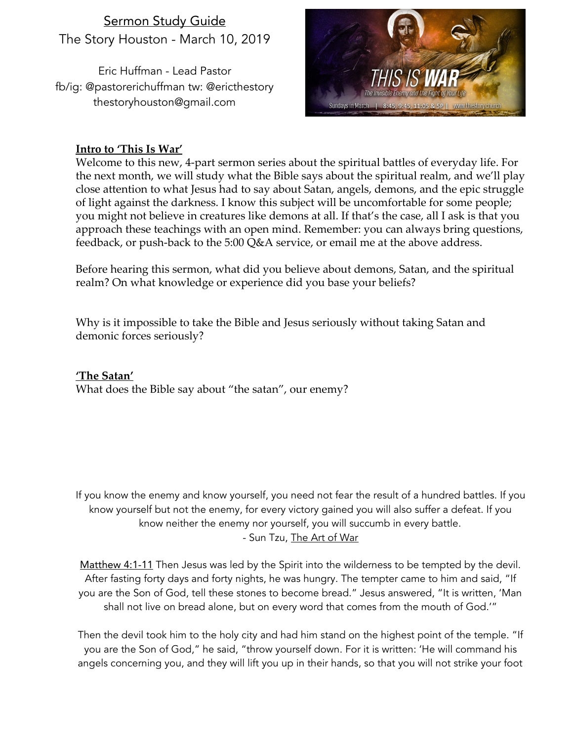Sermon Study Guide

The Story Houston - March 10, 2019

Eric Huffman - Lead Pastor

fb/ig: @pastorerichuffman tw: @ericthestory

thestoryhouston@gmail.com

**Intro to 'This Is War'**

Welcome to this new, 4-part sermon series about the spiritual battles of everyday life. For the next month, we will study what the Bible says about the spiritual realm, and we'll play close attention to what Jesus had to say about Satan, angels, demons, and the epic struggle of light against the darkness. I know this subject will be uncomfortable for some people; you might not believe in creatures like demons at all. If that's the case, all I ask is that you approach these teachings with an open mind. Remember: you can always bring questions, feedback, or push-back to the 5:00 Q&A service, or email me at the above address.

Before hearing this sermon, what did you believe about demons, Satan, and the spiritual realm? On what knowledge or experience did you base your beliefs?

Why is it impossible to take the Bible and Jesus seriously without taking Satan and demonic forces seriously?

**'The Satan'**

What does the Bible say about "the satan", our enemy?

If you know the enemy and know yourself, you need not fear the result of a hundred battles. If you know yourself but not the enemy, for every victory gained you will also suffer a defeat. If you know neither the enemy nor yourself, you will succumb in every battle.

- Sun Tzu, The Art of War

Matthew 4:1-11 Then Jesus was led by the Spirit into the wilderness to be tempted by the devil. After fasting forty days and forty nights, he was hungry. The tempter came to him and said, "If you are the Son of God, tell these stones to become bread." Jesus answered, "It is written, 'Man shall not live on bread alone, but on every word that comes from the mouth of God.'"

Then the devil took him to the holy city and had him stand on the highest point of the temple. "If you are the Son of God," he said, "throw yourself down. For it is written: 'He will command his angels concerning you, and they will lift you up in their hands, so that you will not strike your foot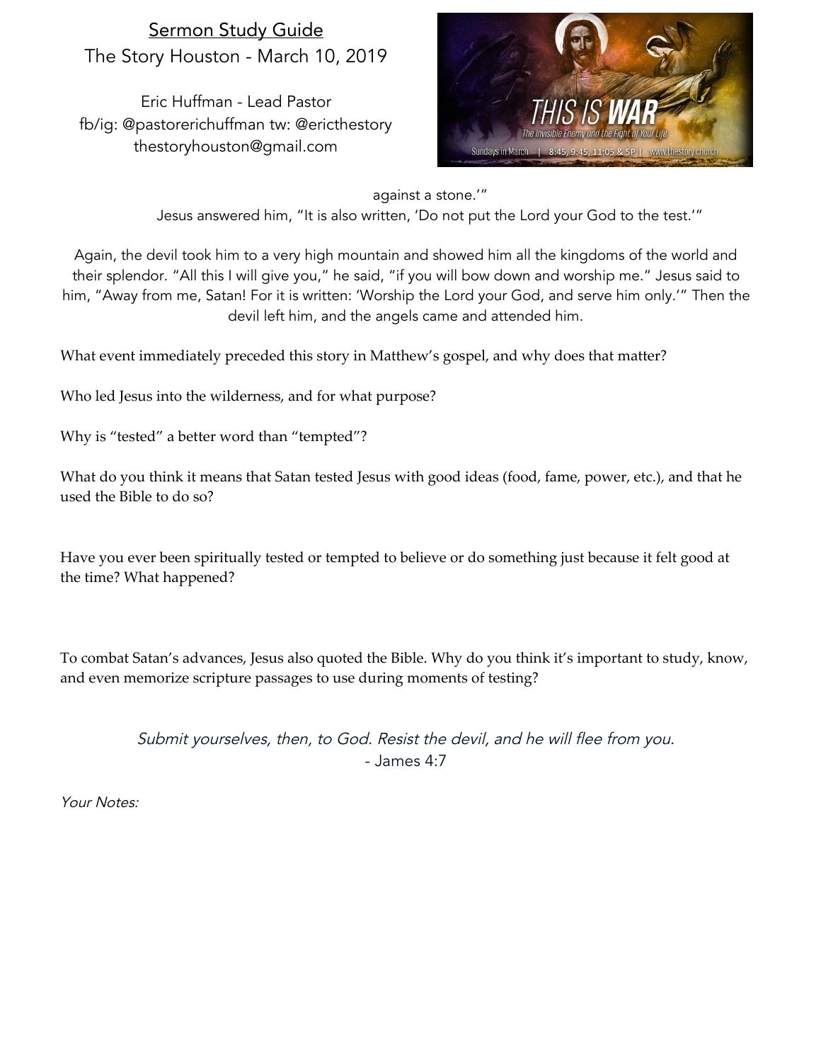Sermon Study Guide

The Story Houston - March 10, 2019

Eric Huffman - Lead Pastor

fb/ig: @pastorerichuffman tw: @ericthestory

thestoryhouston@gmail.com

against a stone.'"

Jesus answered him, "It is also written, 'Do not put the Lord your God to the test.'"

Again, the devil took him to a very high mountain and showed him all the kingdoms of the world and their splendor. "All this I will give you," he said, "if you will bow down and worship me." Jesus said to him, "Away from me, Satan! For it is written: 'Worship the Lord your God, and serve him only.'" Then the devil left him, and the angels came and attended him.

What event immediately preceded this story in Matthew's gospel, and why does that matter?

Who led Jesus into the wilderness, and for what purpose?

Why is "tested" a better word than "tempted"?

What do you think it means that Satan tested Jesus with good ideas (food, fame, power, etc.), and that he used the Bible to do so?

Have you ever been spiritually tested or tempted to believe or do something just because it felt good at the time? What happened?

To combat Satan's advances, Jesus also quoted the Bible. Why do you think it's important to study, know, and even memorize scripture passages to use during moments of testing?

*Submit yourselves, then, to God. Resist the devil, and he will flee from you.*

\- James 4:7

*Your Notes:*